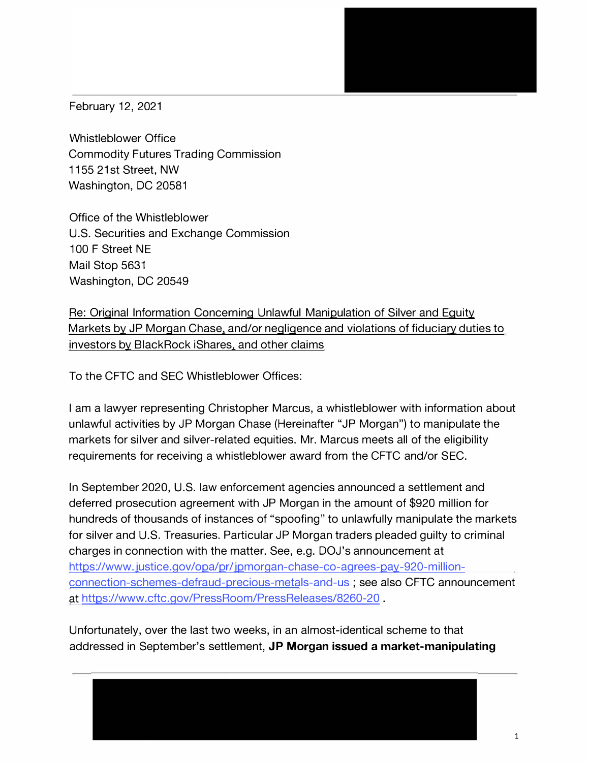February 12, 2021

Whistleblower Office
Commodity Futures Trading Commission
1155 21st Street, NW
Washington, DC 20581

Office of the Whistleblower
U.S. Securities and Exchange Commission
100 F Street NE
Mail Stop 5631
Washington, DC 20549

Re: Original Information Concerning Unlawful Manipulation of Silver and Equity Markets by JP Morgan Chase, and/or negligence and violations of fiduciary duties to investors by BlackRock iShares, and other claims

To the CFTC and SEC Whistleblower Offices:

I am a lawyer representing Christopher Marcus, a whistleblower with information about unlawful activities by JP Morgan Chase (Hereinafter "JP Morgan") to manipulate the markets for silver and silver-related equities. Mr. Marcus meets all of the eligibility requirements for receiving a whistleblower award from the CFTC and/or SEC.

In September 2020, U.S. law enforcement agencies announced a settlement and deferred prosecution agreement with JP Morgan in the amount of $920 million for hundreds of thousands of instances of "spoofing" to unlawfully manipulate the markets for silver and U.S. Treasuries. Particular JP Morgan traders pleaded guilty to criminal charges in connection with the matter. See, e.g. DOJ's announcement at https://www.justice.gov/opa/pr/jpmorgan-chase-co-agrees-pay-920-million-connection-schemes-defraud-precious-metals-and-us ; see also CFTC announcement at https://www.cftc.gov/PressRoom/PressReleases/8260-20 .

Unfortunately, over the last two weeks, in an almost-identical scheme to that addressed in September's settlement, **JP Morgan issued a market-manipulating**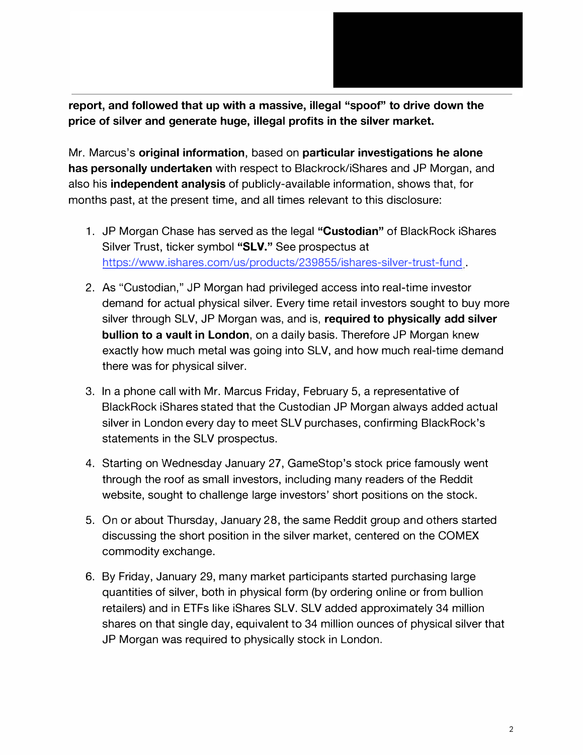**report, and followed that up with a massive, illegal "spoof" to drive down the price of silver and generate huge, illegal profits in the silver market.**

Mr. Marcus's **original information**, based on **particular investigations he alone has personally undertaken** with respect to Blackrock/iShares and JP Morgan, and also his **independent analysis** of publicly-available information, shows that, for months past, at the present time, and all times relevant to this disclosure:

1. JP Morgan Chase has served as the legal **"Custodian"** of BlackRock iShares Silver Trust, ticker symbol **"SLV."** See prospectus at https://www.ishares.com/us/products/239855/ishares-silver-trust-fund.

2. As "Custodian," JP Morgan had privileged access into real-time investor demand for actual physical silver. Every time retail investors sought to buy more silver through SLV, JP Morgan was, and is, **required to physically add silver bullion to a vault in London**, on a daily basis. Therefore JP Morgan knew exactly how much metal was going into SLV, and how much real-time demand there was for physical silver.

3. In a phone call with Mr. Marcus Friday, February 5, a representative of BlackRock iShares stated that the Custodian JP Morgan always added actual silver in London every day to meet SLV purchases, confirming BlackRock's statements in the SLV prospectus.

4. Starting on Wednesday January 27, GameStop's stock price famously went through the roof as small investors, including many readers of the Reddit website, sought to challenge large investors' short positions on the stock.

5. On or about Thursday, January 28, the same Reddit group and others started discussing the short position in the silver market, centered on the COMEX commodity exchange.

6. By Friday, January 29, many market participants started purchasing large quantities of silver, both in physical form (by ordering online or from bullion retailers) and in ETFs like iShares SLV. SLV added approximately 34 million shares on that single day, equivalent to 34 million ounces of physical silver that JP Morgan was required to physically stock in London.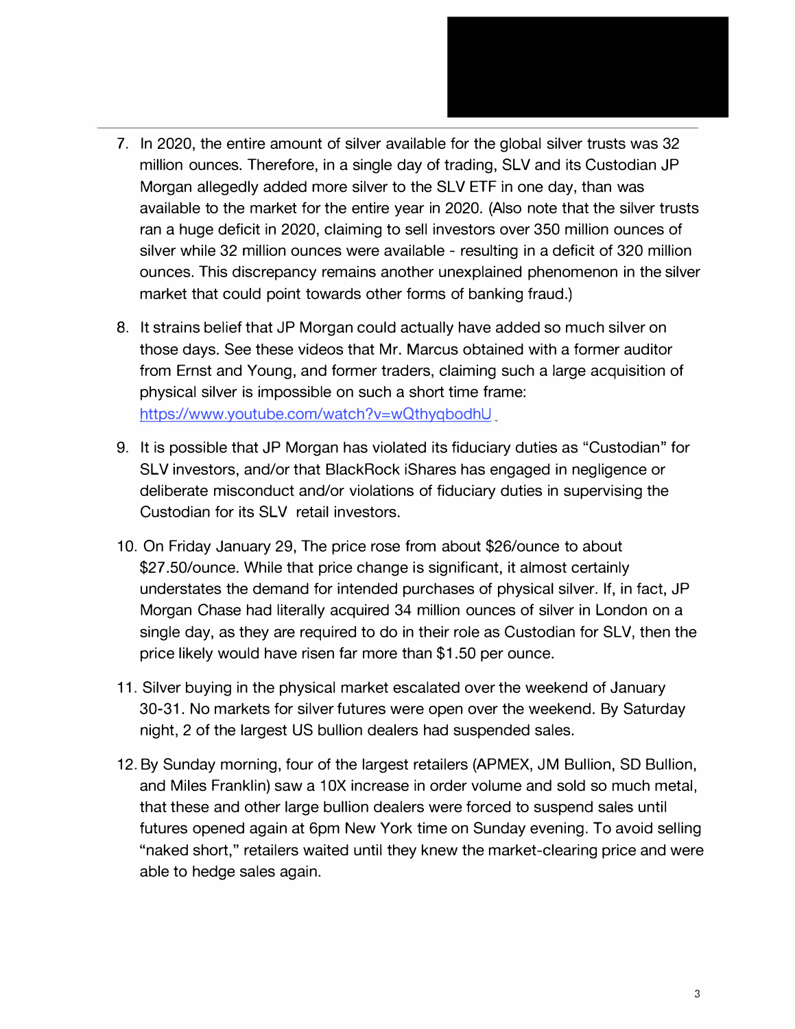7. In 2020, the entire amount of silver available for the global silver trusts was 32 million ounces. Therefore, in a single day of trading, SLV and its Custodian JP Morgan allegedly added more silver to the SLV ETF in one day, than was available to the market for the entire year in 2020. (Also note that the silver trusts ran a huge deficit in 2020, claiming to sell investors over 350 million ounces of silver while 32 million ounces were available - resulting in a deficit of 320 million ounces. This discrepancy remains another unexplained phenomenon in the silver market that could point towards other forms of banking fraud.)

8. It strains belief that JP Morgan could actually have added so much silver on those days. See these videos that Mr. Marcus obtained with a former auditor from Ernst and Young, and former traders, claiming such a large acquisition of physical silver is impossible on such a short time frame: https://www.youtube.com/watch?v=wQthyqbodhU

9. It is possible that JP Morgan has violated its fiduciary duties as "Custodian" for SLV investors, and/or that BlackRock iShares has engaged in negligence or deliberate misconduct and/or violations of fiduciary duties in supervising the Custodian for its SLV retail investors.

10. On Friday January 29, The price rose from about $26/ounce to about $27.50/ounce. While that price change is significant, it almost certainly understates the demand for intended purchases of physical silver. If, in fact, JP Morgan Chase had literally acquired 34 million ounces of silver in London on a single day, as they are required to do in their role as Custodian for SLV, then the price likely would have risen far more than $1.50 per ounce.

11. Silver buying in the physical market escalated over the weekend of January 30-31. No markets for silver futures were open over the weekend. By Saturday night, 2 of the largest US bullion dealers had suspended sales.

12. By Sunday morning, four of the largest retailers (APMEX, JM Bullion, SD Bullion, and Miles Franklin) saw a 10X increase in order volume and sold so much metal, that these and other large bullion dealers were forced to suspend sales until futures opened again at 6pm New York time on Sunday evening. To avoid selling "naked short," retailers waited until they knew the market-clearing price and were able to hedge sales again.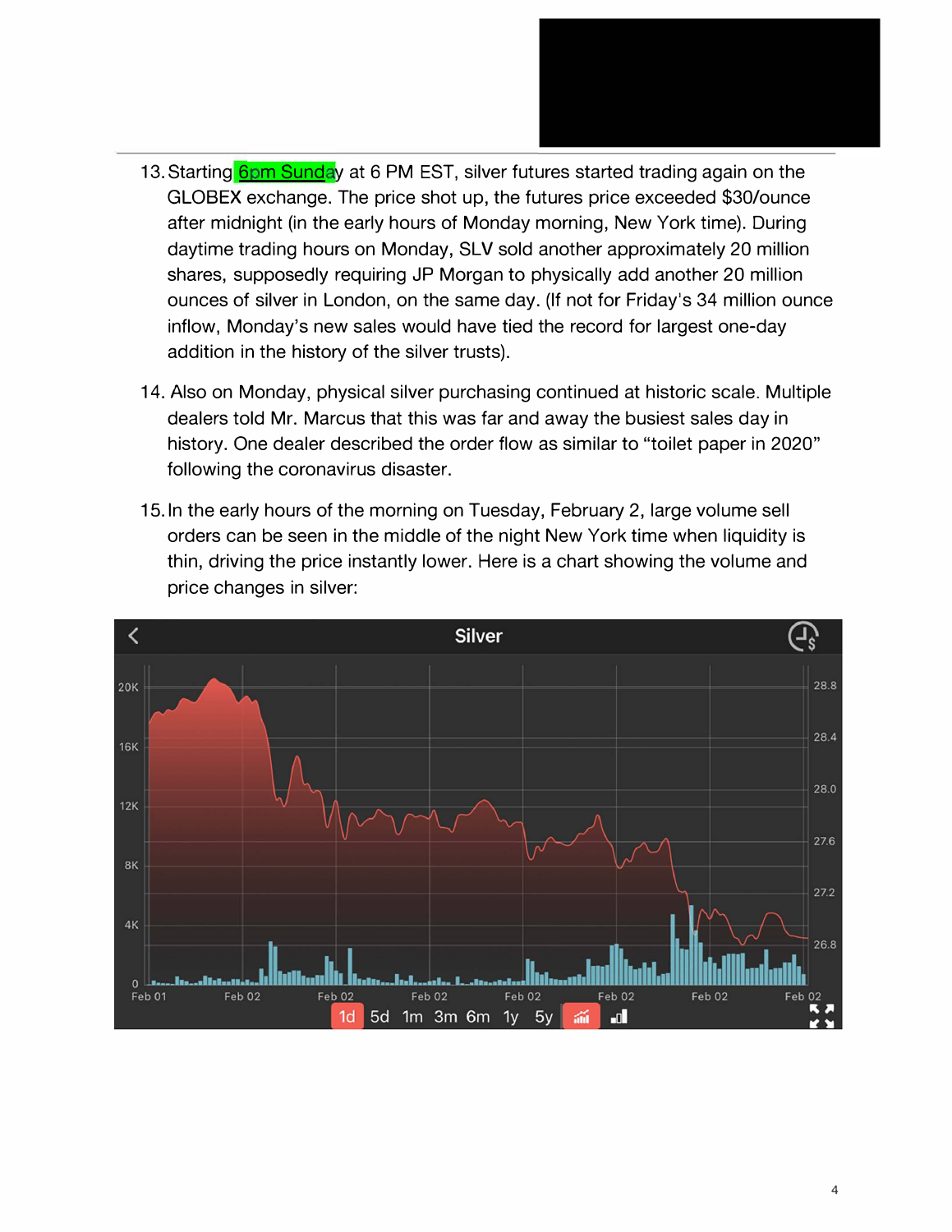13. Starting 6pm Sunday at 6 PM EST, silver futures started trading again on the GLOBEX exchange. The price shot up, the futures price exceeded $30/ounce after midnight (in the early hours of Monday morning, New York time). During daytime trading hours on Monday, SLV sold another approximately 20 million shares, supposedly requiring JP Morgan to physically add another 20 million ounces of silver in London, on the same day. (If not for Friday's 34 million ounce inflow, Monday's new sales would have tied the record for largest one-day addition in the history of the silver trusts).

14. Also on Monday, physical silver purchasing continued at historic scale. Multiple dealers told Mr. Marcus that this was far and away the busiest sales day in history. One dealer described the order flow as similar to "toilet paper in 2020" following the coronavirus disaster.

15. In the early hours of the morning on Tuesday, February 2, large volume sell orders can be seen in the middle of the night New York time when liquidity is thin, driving the price instantly lower. Here is a chart showing the volume and price changes in silver: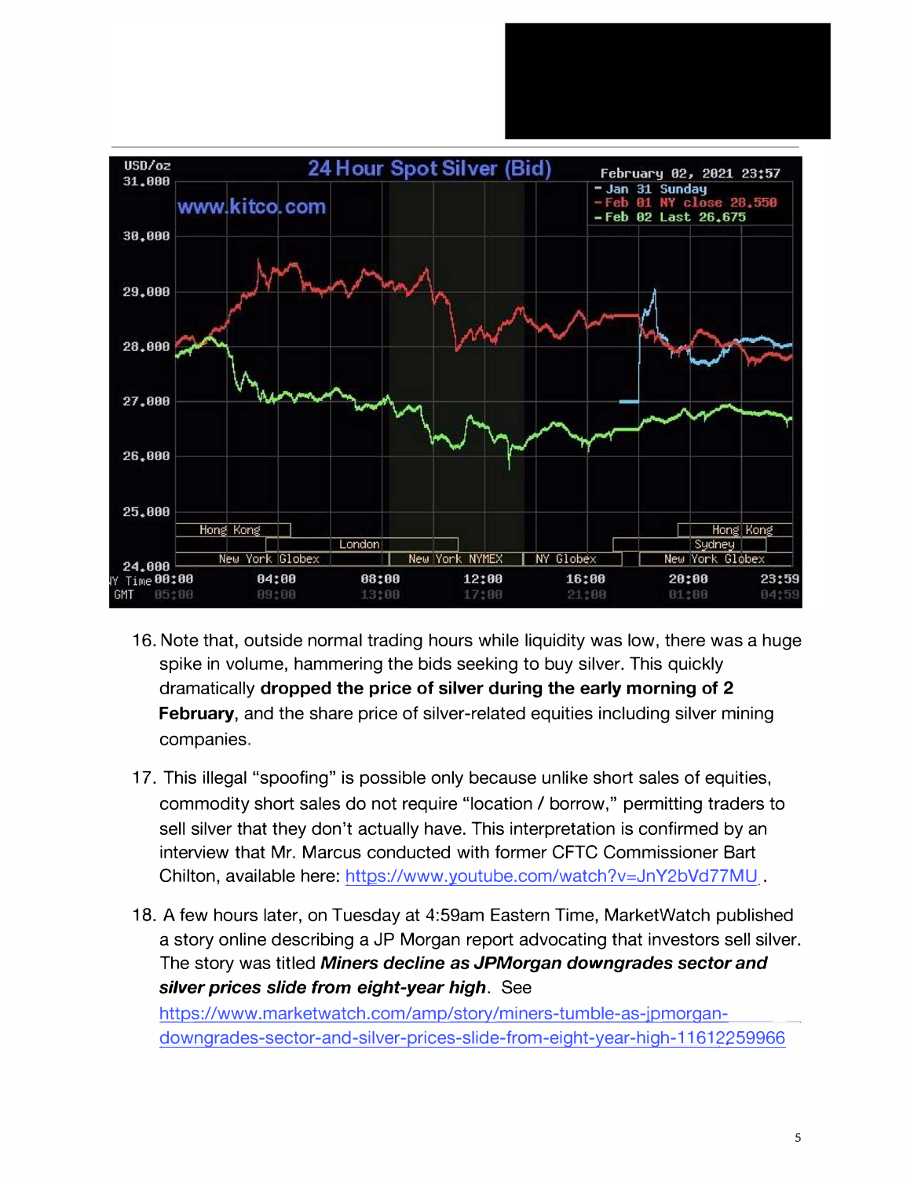16. Note that, outside normal trading hours while liquidity was low, there was a huge spike in volume, hammering the bids seeking to buy silver. This quickly dramatically **dropped the price of silver during the early morning of 2 February**, and the share price of silver-related equities including silver mining companies.

17. This illegal "spoofing" is possible only because unlike short sales of equities, commodity short sales do not require "location / borrow," permitting traders to sell silver that they don't actually have. This interpretation is confirmed by an interview that Mr. Marcus conducted with former CFTC Commissioner Bart Chilton, available here: https://www.youtube.com/watch?v=JnY2bVd77MU .

18. A few hours later, on Tuesday at 4:59am Eastern Time, MarketWatch published a story online describing a JP Morgan report advocating that investors sell silver. The story was titled ***Miners decline as JPMorgan downgrades sector and silver prices slide from eight-year high***. See https://www.marketwatch.com/amp/story/miners-tumble-as-jpmorgan-downgrades-sector-and-silver-prices-slide-from-eight-year-high-11612259966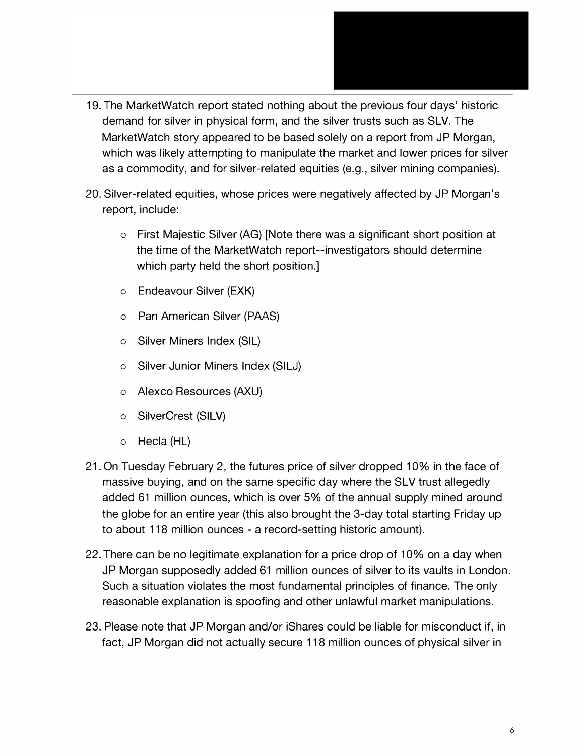19. The MarketWatch report stated nothing about the previous four days' historic demand for silver in physical form, and the silver trusts such as SLV. The MarketWatch story appeared to be based solely on a report from JP Morgan, which was likely attempting to manipulate the market and lower prices for silver as a commodity, and for silver-related equities (e.g., silver mining companies).

20. Silver-related equities, whose prices were negatively affected by JP Morgan's report, include:

    - First Majestic Silver (AG) [Note there was a significant short position at the time of the MarketWatch report--investigators should determine which party held the short position.]
    - Endeavour Silver (EXK)
    - Pan American Silver (PAAS)
    - Silver Miners Index (SIL)
    - Silver Junior Miners Index (SILJ)
    - Alexco Resources (AXU)
    - SilverCrest (SILV)
    - Hecla (HL)

21. On Tuesday February 2, the futures price of silver dropped 10% in the face of massive buying, and on the same specific day where the SLV trust allegedly added 61 million ounces, which is over 5% of the annual supply mined around the globe for an entire year (this also brought the 3-day total starting Friday up to about 118 million ounces - a record-setting historic amount).

22. There can be no legitimate explanation for a price drop of 10% on a day when JP Morgan supposedly added 61 million ounces of silver to its vaults in London. Such a situation violates the most fundamental principles of finance. The only reasonable explanation is spoofing and other unlawful market manipulations.

23. Please note that JP Morgan and/or iShares could be liable for misconduct if, in fact, JP Morgan did not actually secure 118 million ounces of physical silver in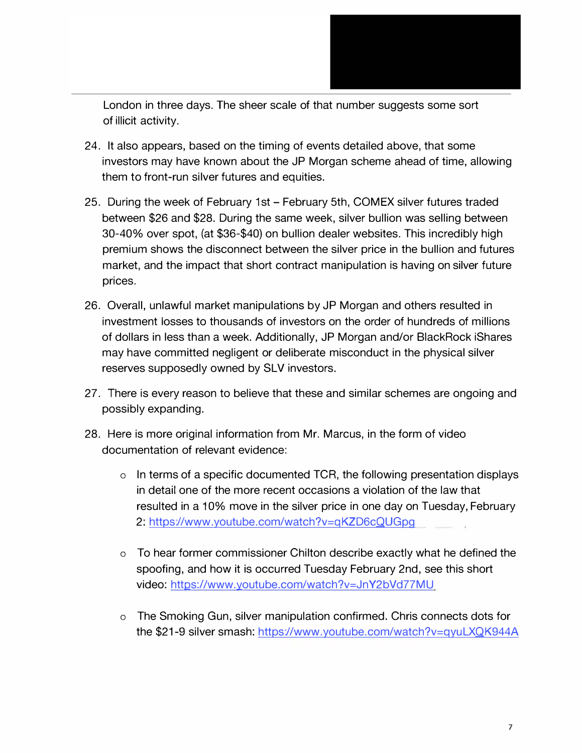London in three days. The sheer scale of that number suggests some sort of illicit activity.

24. It also appears, based on the timing of events detailed above, that some investors may have known about the JP Morgan scheme ahead of time, allowing them to front-run silver futures and equities.

25. During the week of February 1st – February 5th, COMEX silver futures traded between $26 and $28. During the same week, silver bullion was selling between 30-40% over spot, (at $36-$40) on bullion dealer websites. This incredibly high premium shows the disconnect between the silver price in the bullion and futures market, and the impact that short contract manipulation is having on silver future prices.

26. Overall, unlawful market manipulations by JP Morgan and others resulted in investment losses to thousands of investors on the order of hundreds of millions of dollars in less than a week. Additionally, JP Morgan and/or BlackRock iShares may have committed negligent or deliberate misconduct in the physical silver reserves supposedly owned by SLV investors.

27. There is every reason to believe that these and similar schemes are ongoing and possibly expanding.

28. Here is more original information from Mr. Marcus, in the form of video documentation of relevant evidence:

    - In terms of a specific documented TCR, the following presentation displays in detail one of the more recent occasions a violation of the law that resulted in a 10% move in the silver price in one day on Tuesday, February 2: https://www.youtube.com/watch?v=qKZD6cQUGpg
    - To hear former commissioner Chilton describe exactly what he defined the spoofing, and how it is occurred Tuesday February 2nd, see this short video: https://www.youtube.com/watch?v=JnY2bVd77MU
    - The Smoking Gun, silver manipulation confirmed. Chris connects dots for the $21-9 silver smash: https://www.youtube.com/watch?v=qyuLXQK944A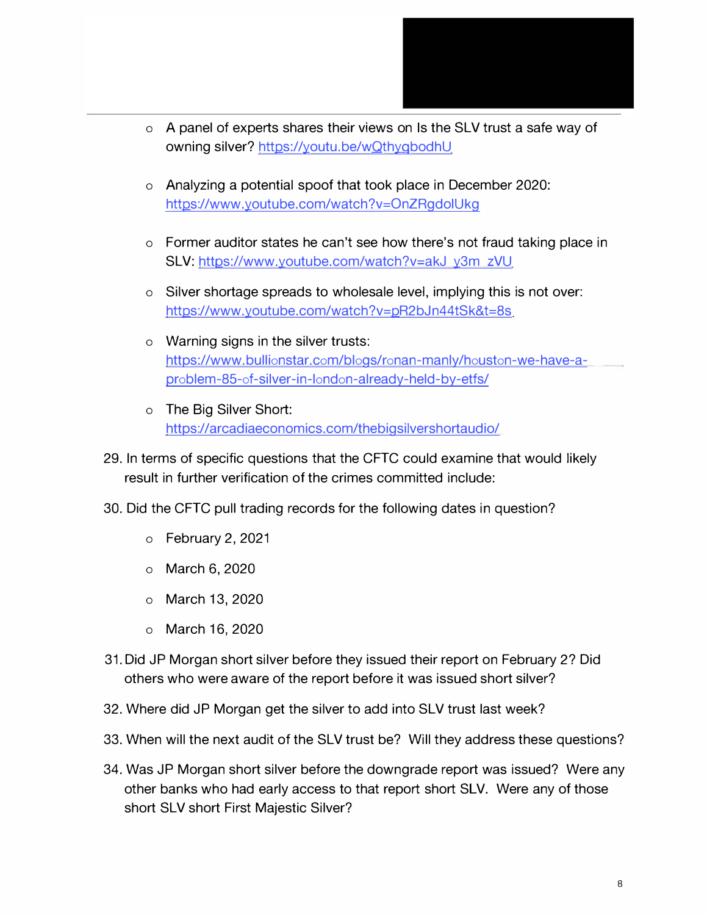- A panel of experts shares their views on Is the SLV trust a safe way of owning silver? https://youtu.be/wQthyqbodhU

- Analyzing a potential spoof that took place in December 2020: https://www.youtube.com/watch?v=OnZRgdolUkg

- Former auditor states he can't see how there's not fraud taking place in SLV: https://www.youtube.com/watch?v=akJ_y3m_zVU

- Silver shortage spreads to wholesale level, implying this is not over: https://www.youtube.com/watch?v=pR2bJn44tSk&t=8s

- Warning signs in the silver trusts: https://www.bullionstar.com/blogs/ronan-manly/houston-we-have-a-problem-85-of-silver-in-london-already-held-by-etfs/

- The Big Silver Short: https://arcadiaeconomics.com/thebigsilvershortaudio/

29. In terms of specific questions that the CFTC could examine that would likely result in further verification of the crimes committed include:

30. Did the CFTC pull trading records for the following dates in question?
    - February 2, 2021
    - March 6, 2020
    - March 13, 2020
    - March 16, 2020

31. Did JP Morgan short silver before they issued their report on February 2? Did others who were aware of the report before it was issued short silver?

32. Where did JP Morgan get the silver to add into SLV trust last week?

33. When will the next audit of the SLV trust be? Will they address these questions?

34. Was JP Morgan short silver before the downgrade report was issued? Were any other banks who had early access to that report short SLV. Were any of those short SLV short First Majestic Silver?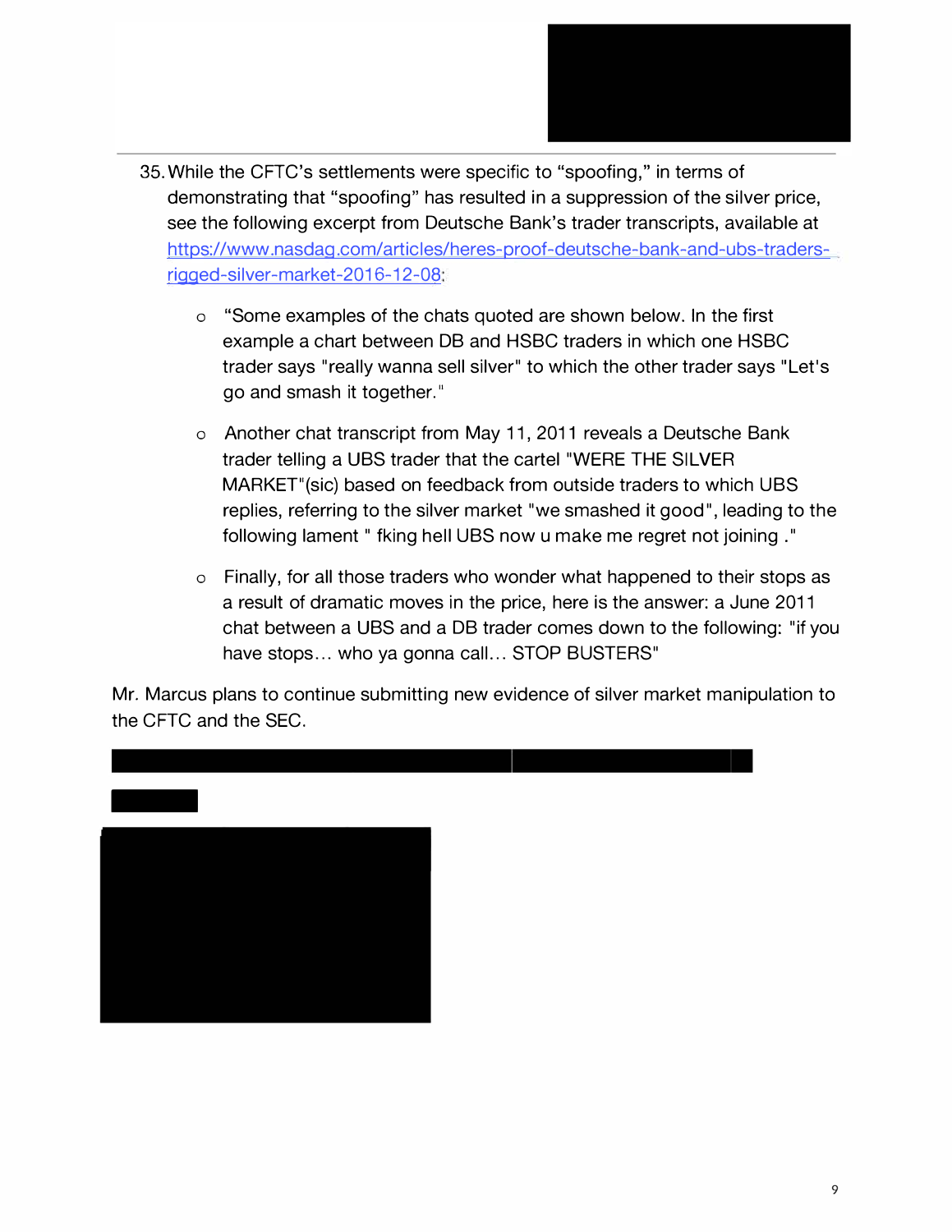35. While the CFTC's settlements were specific to "spoofing," in terms of demonstrating that "spoofing" has resulted in a suppression of the silver price, see the following excerpt from Deutsche Bank's trader transcripts, available at [https://www.nasdaq.com/articles/heres-proof-deutsche-bank-and-ubs-traders-rigged-silver-market-2016-12-08](https://www.nasdaq.com/articles/heres-proof-deutsche-bank-and-ubs-traders-rigged-silver-market-2016-12-08):

   - "Some examples of the chats quoted are shown below. In the first example a chart between DB and HSBC traders in which one HSBC trader says "really wanna sell silver" to which the other trader says "Let's go and smash it together."
   - Another chat transcript from May 11, 2011 reveals a Deutsche Bank trader telling a UBS trader that the cartel "WERE THE SILVER MARKET"(sic) based on feedback from outside traders to which UBS replies, referring to the silver market "we smashed it good", leading to the following lament " fking hell UBS now u make me regret not joining ."
   - Finally, for all those traders who wonder what happened to their stops as a result of dramatic moves in the price, here is the answer: a June 2011 chat between a UBS and a DB trader comes down to the following: "if you have stops… who ya gonna call… STOP BUSTERS"

Mr. Marcus plans to continue submitting new evidence of silver market manipulation to the CFTC and the SEC.